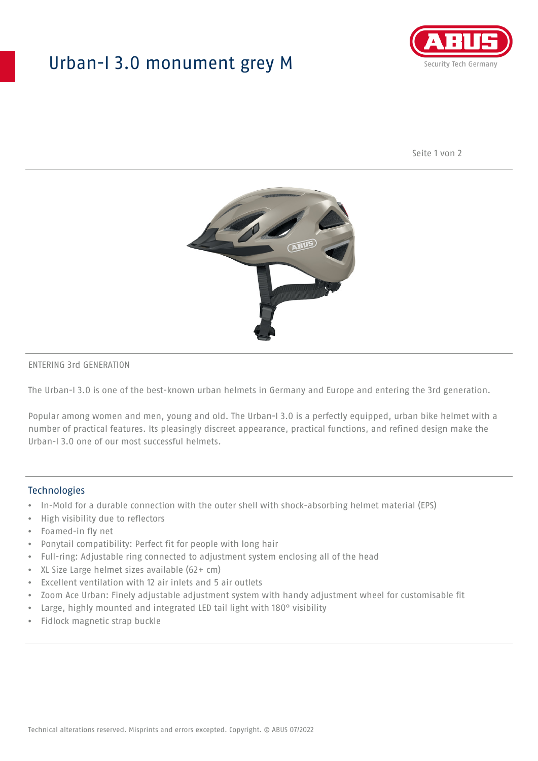# Urban-I 3.0 monument grey M

ENTERING 3rd GENERATION

The Urban-I 3.0 is one of the best-known urban helmets in Germany and Europe and entering the 3rd generation.

Popular among women and men, young and old. The Urban-I 3.0 is a perfectly equipped, urban bike helmet with a number of practical features. Its pleasingly discreet appearance, practical functions, and refined design make the Urban-I 3.0 one of our most successful helmets.

## Technologies

- In-Mold for a durable connection with the outer shell with shock-absorbing helmet material (EPS)
- High visibility due to reflectors
- Foamed-in fly net
- Ponytail compatibility: Perfect fit for people with long hair
- Full-ring: Adjustable ring connected to adjustment system enclosing all of the head
- XL Size Large helmet sizes available (62+ cm)
- Excellent ventilation with 12 air inlets and 5 air outlets
- Zoom Ace Urban: Finely adjustable adjustment system with handy adjustment wheel for customisable fit
- Large, highly mounted and integrated LED tail light with 180° visibility
- Fidlock magnetic strap buckle

Technical alterations reserved. Misprints and errors excepted. Copyright. © ABUS 07/2022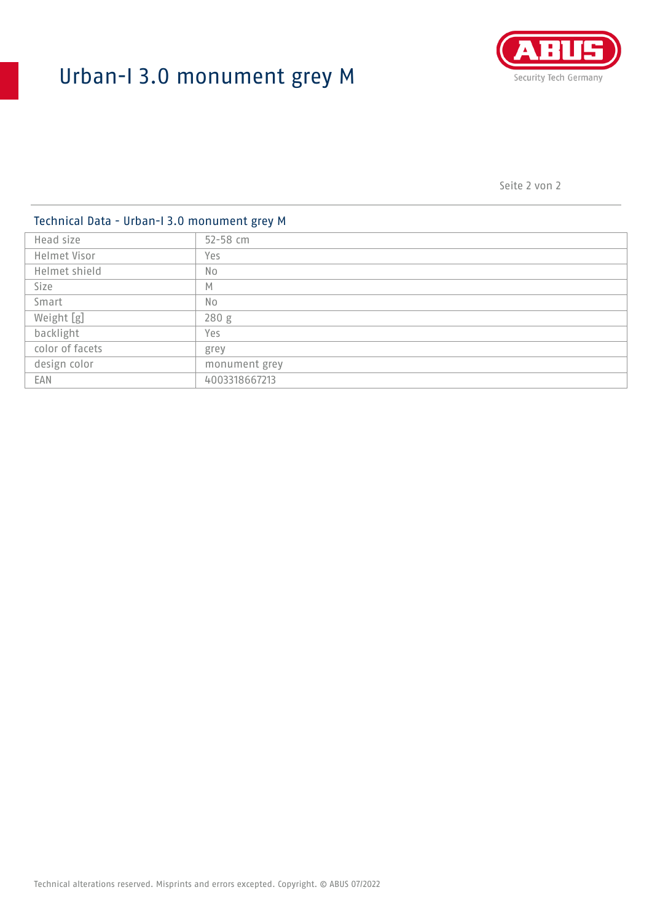# Urban-I 3.0 monument grey M

## Technical Data - Urban-I 3.0 monument grey M

| | |
|---|---|
| Head size | 52-58 cm |
| Helmet Visor | Yes |
| Helmet shield | No |
| Size | M |
| Smart | No |
| Weight [g] | 280 g |
| backlight | Yes |
| color of facets | grey |
| design color | monument grey |
| EAN | 4003318667213 |

Technical alterations reserved. Misprints and errors excepted. Copyright. © ABUS 07/2022